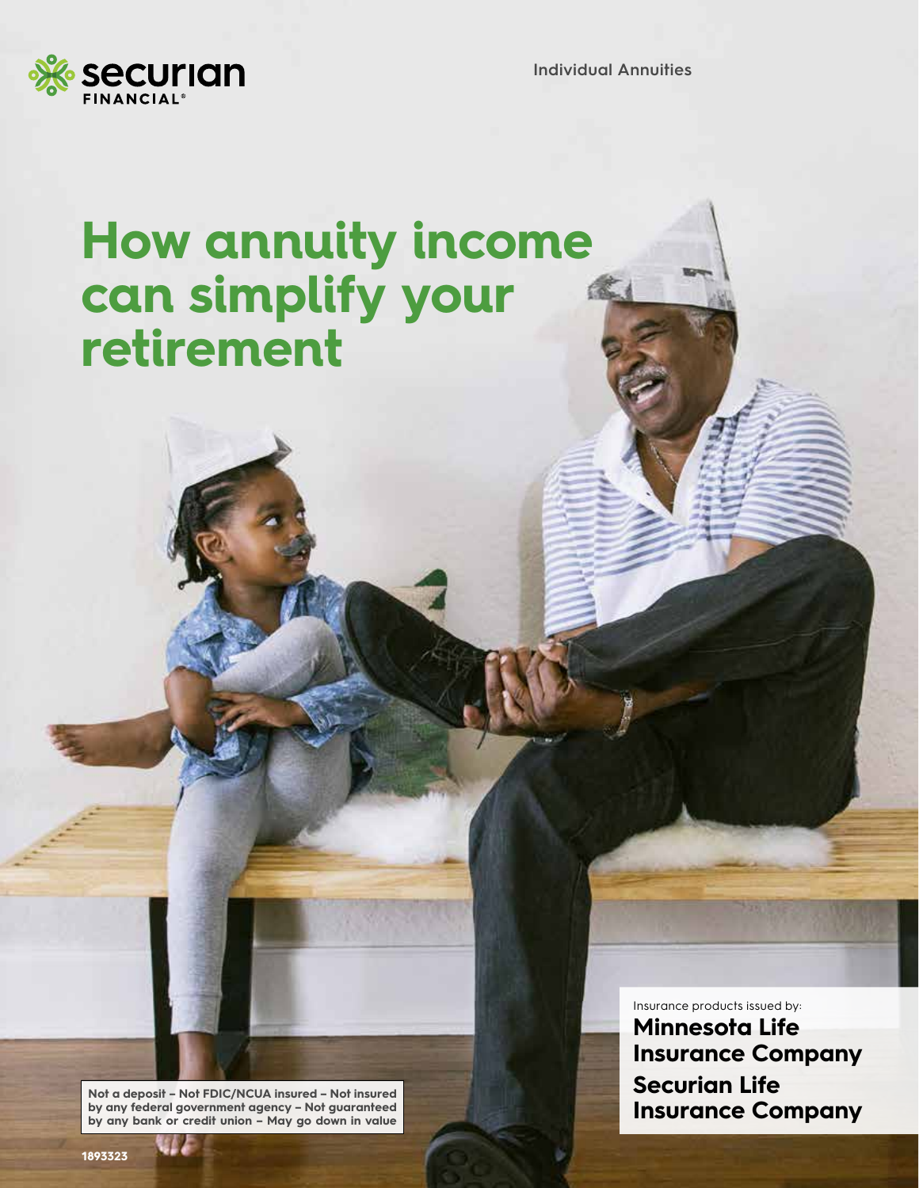Securian FINANCIAL®

Individual Annuities

# How annuity income can simplify your retirement

Insurance products issued by:

**Minnesota Life Insurance Company**

**Securian Life Insurance Company**

**Not a deposit – Not FDIC/NCUA insured – Not insured by any federal government agency – Not guaranteed by any bank or credit union – May go down in value**

1893323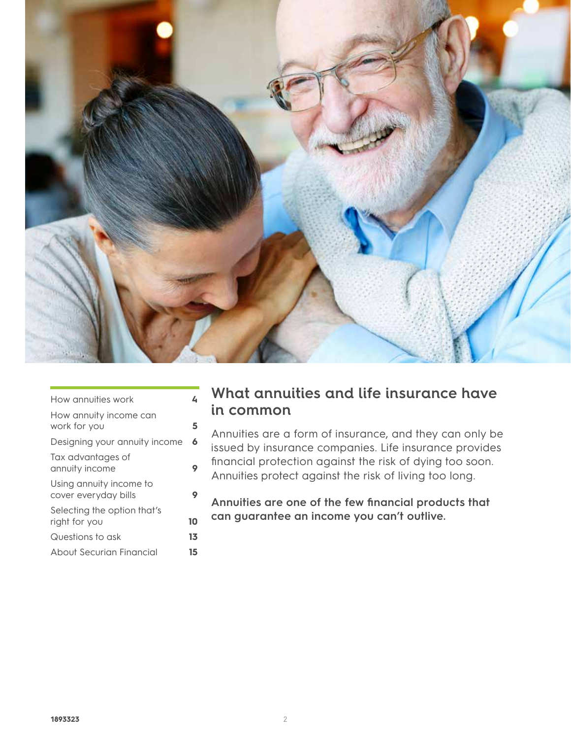| | |
|---|---|
| How annuities work | 4 |
| How annuity income can work for you | 5 |
| Designing your annuity income | 6 |
| Tax advantages of annuity income | 9 |
| Using annuity income to cover everyday bills | 9 |
| Selecting the option that's right for you | 10 |
| Questions to ask | 13 |
| About Securian Financial | 15 |

## What annuities and life insurance have in common

Annuities are a form of insurance, and they can only be issued by insurance companies. Life insurance provides financial protection against the risk of dying too soon. Annuities protect against the risk of living too long.

**Annuities are one of the few financial products that can guarantee an income you can't outlive.**

1893323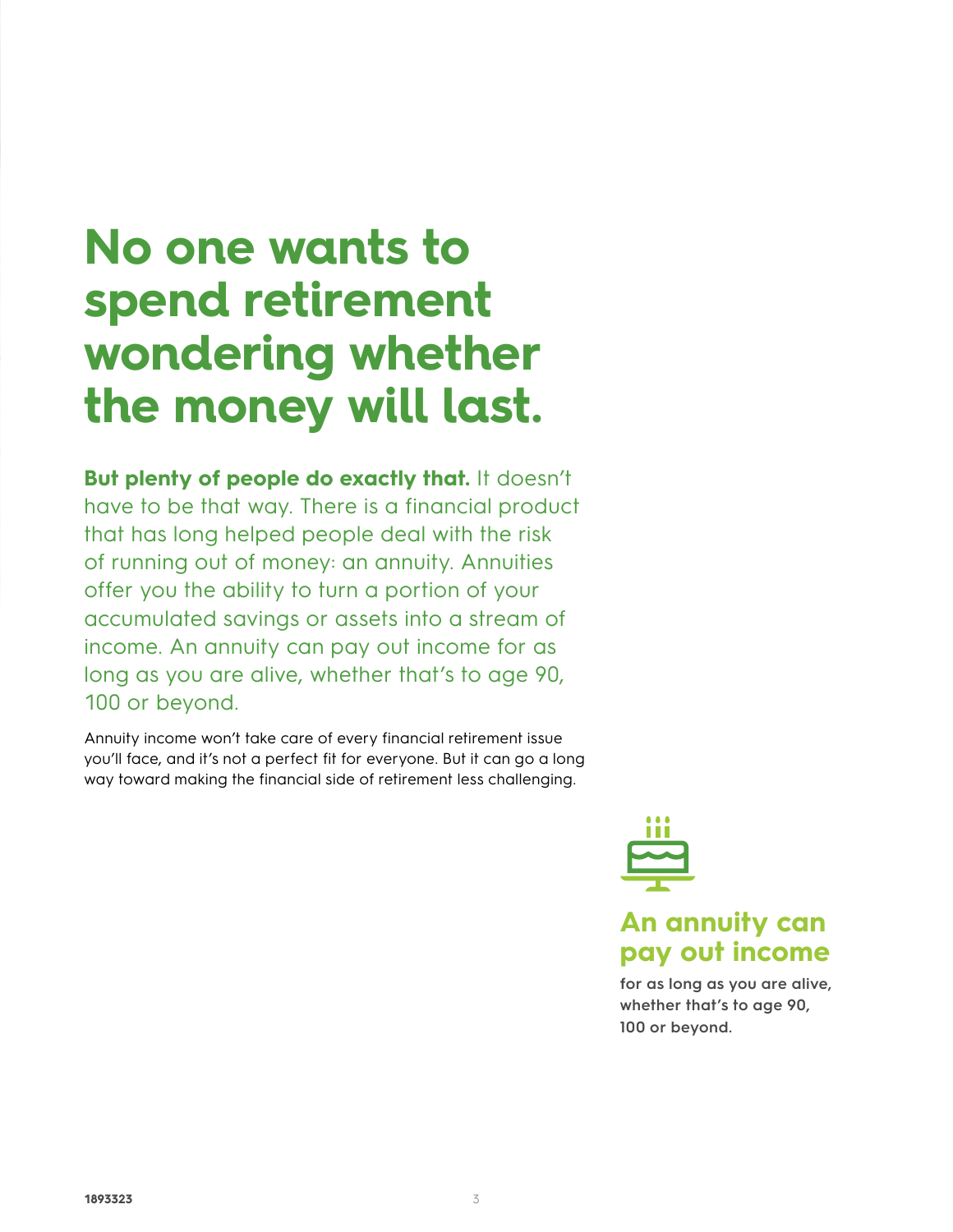# No one wants to spend retirement wondering whether the money will last.

**But plenty of people do exactly that.** It doesn't have to be that way. There is a financial product that has long helped people deal with the risk of running out of money: an annuity. Annuities offer you the ability to turn a portion of your accumulated savings or assets into a stream of income. An annuity can pay out income for as long as you are alive, whether that's to age 90, 100 or beyond.

Annuity income won't take care of every financial retirement issue you'll face, and it's not a perfect fit for everyone. But it can go a long way toward making the financial side of retirement less challenging.

### An annuity can pay out income

**for as long as you are alive, whether that's to age 90, 100 or beyond.**

1893323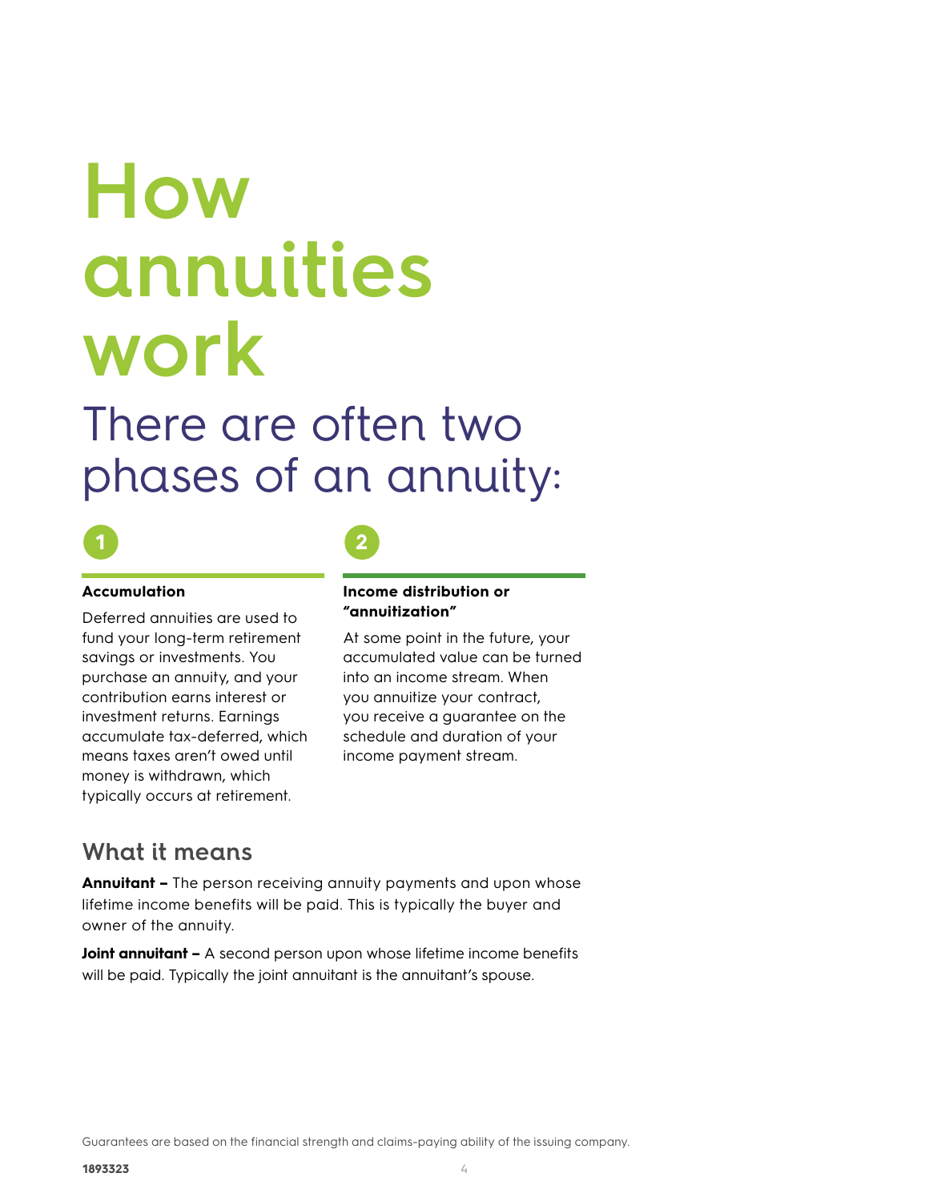# How annuities work

## There are often two phases of an annuity:

**1**

**Accumulation**

Deferred annuities are used to fund your long-term retirement savings or investments. You purchase an annuity, and your contribution earns interest or investment returns. Earnings accumulate tax-deferred, which means taxes aren't owed until money is withdrawn, which typically occurs at retirement.

**2**

**Income distribution or "annuitization"**

At some point in the future, your accumulated value can be turned into an income stream. When you annuitize your contract, you receive a guarantee on the schedule and duration of your income payment stream.

### What it means

**Annuitant –** The person receiving annuity payments and upon whose lifetime income benefits will be paid. This is typically the buyer and owner of the annuity.

**Joint annuitant –** A second person upon whose lifetime income benefits will be paid. Typically the joint annuitant is the annuitant's spouse.

Guarantees are based on the financial strength and claims-paying ability of the issuing company.

1893323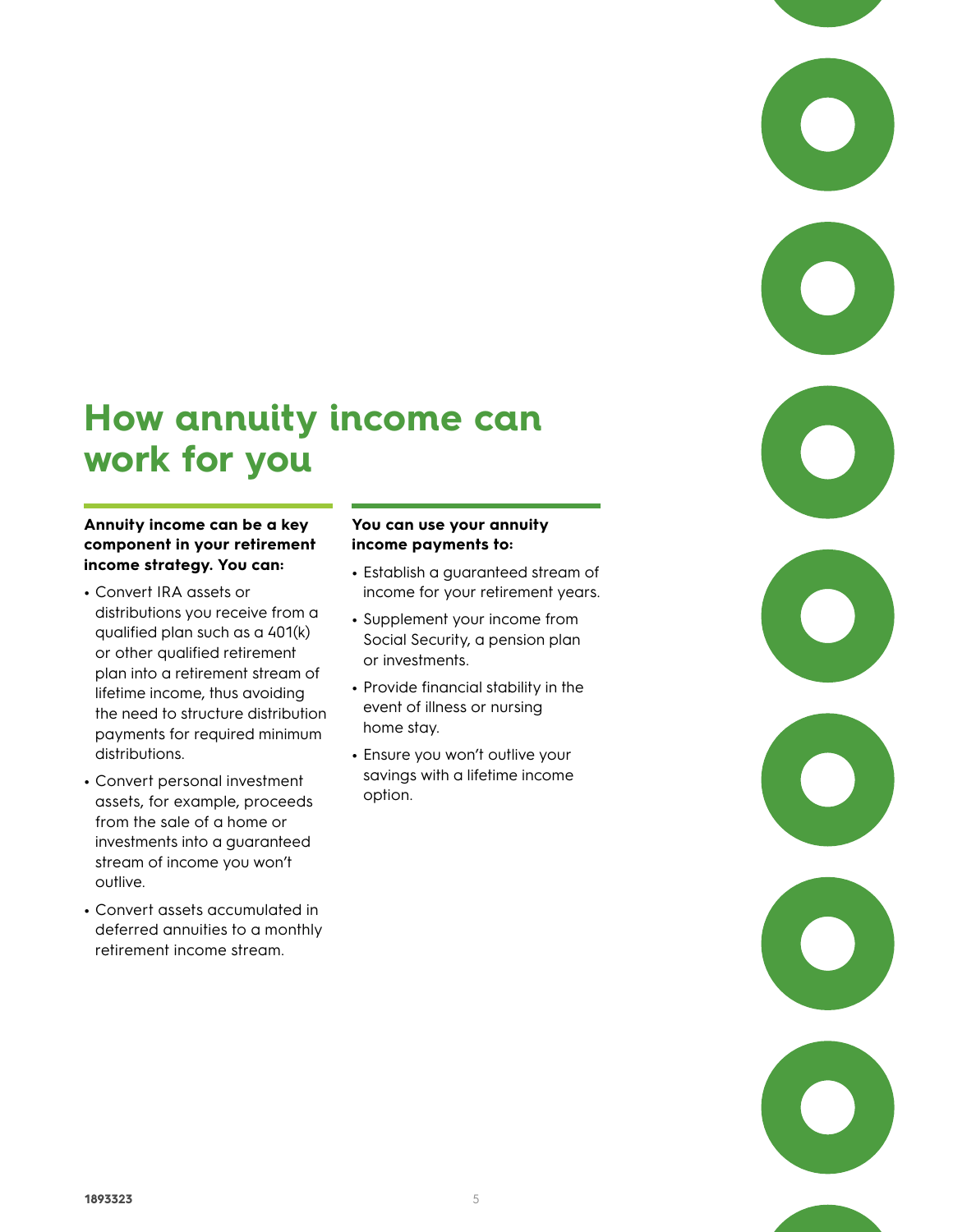# How annuity income can work for you

**Annuity income can be a key component in your retirement income strategy. You can:**

- Convert IRA assets or distributions you receive from a qualified plan such as a 401(k) or other qualified retirement plan into a retirement stream of lifetime income, thus avoiding the need to structure distribution payments for required minimum distributions.
- Convert personal investment assets, for example, proceeds from the sale of a home or investments into a guaranteed stream of income you won't outlive.
- Convert assets accumulated in deferred annuities to a monthly retirement income stream.

**You can use your annuity income payments to:**

- Establish a guaranteed stream of income for your retirement years.
- Supplement your income from Social Security, a pension plan or investments.
- Provide financial stability in the event of illness or nursing home stay.
- Ensure you won't outlive your savings with a lifetime income option.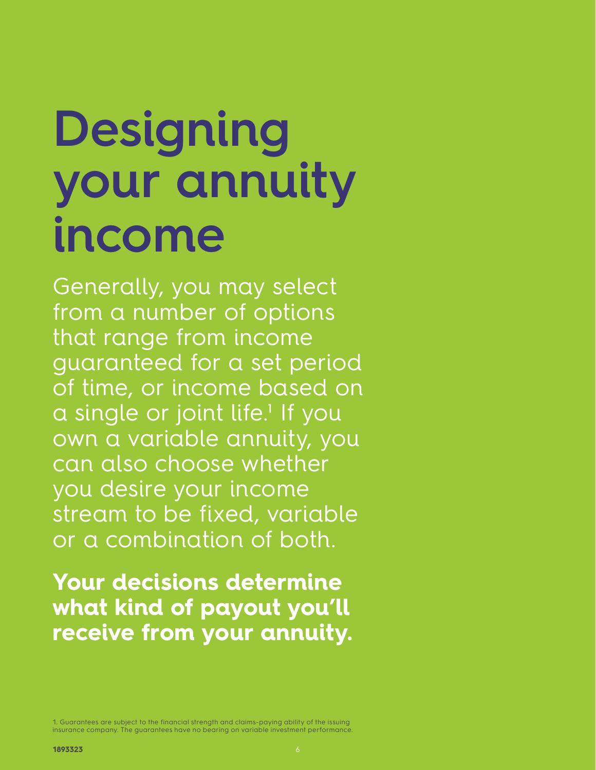# Designing your annuity income

Generally, you may select from a number of options that range from income guaranteed for a set period of time, or income based on a single or joint life.[1] If you own a variable annuity, you can also choose whether you desire your income stream to be fixed, variable or a combination of both.

**Your decisions determine what kind of payout you'll receive from your annuity.**

1. Guarantees are subject to the financial strength and claims-paying ability of the issuing insurance company. The guarantees have no bearing on variable investment performance.

1893323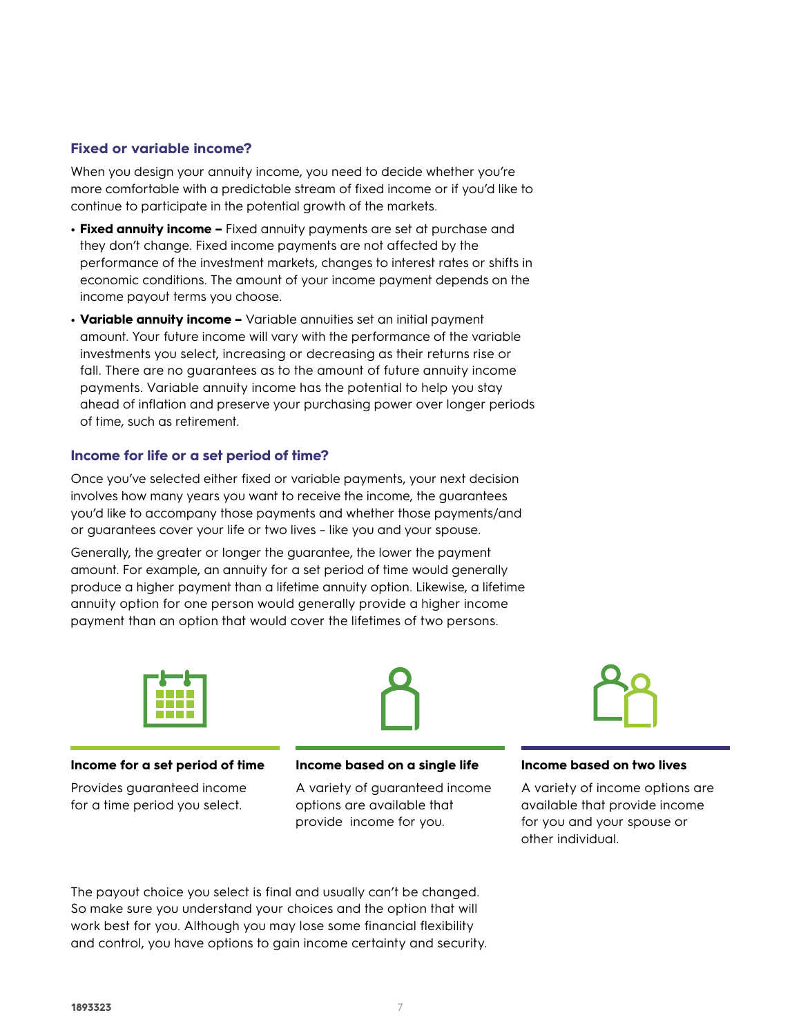### Fixed or variable income?

When you design your annuity income, you need to decide whether you're more comfortable with a predictable stream of fixed income or if you'd like to continue to participate in the potential growth of the markets.

- **Fixed annuity income –** Fixed annuity payments are set at purchase and they don't change. Fixed income payments are not affected by the performance of the investment markets, changes to interest rates or shifts in economic conditions. The amount of your income payment depends on the income payout terms you choose.
- **Variable annuity income –** Variable annuities set an initial payment amount. Your future income will vary with the performance of the variable investments you select, increasing or decreasing as their returns rise or fall. There are no guarantees as to the amount of future annuity income payments. Variable annuity income has the potential to help you stay ahead of inflation and preserve your purchasing power over longer periods of time, such as retirement.

### Income for life or a set period of time?

Once you've selected either fixed or variable payments, your next decision involves how many years you want to receive the income, the guarantees you'd like to accompany those payments and whether those payments/and or guarantees cover your life or two lives – like you and your spouse.

Generally, the greater or longer the guarantee, the lower the payment amount. For example, an annuity for a set period of time would generally produce a higher payment than a lifetime annuity option. Likewise, a lifetime annuity option for one person would generally provide a higher income payment than an option that would cover the lifetimes of two persons.

**Income for a set period of time**

Provides guaranteed income for a time period you select.

**Income based on a single life**

A variety of guaranteed income options are available that provide income for you.

**Income based on two lives**

A variety of income options are available that provide income for you and your spouse or other individual.

The payout choice you select is final and usually can't be changed. So make sure you understand your choices and the option that will work best for you. Although you may lose some financial flexibility and control, you have options to gain income certainty and security.

1893323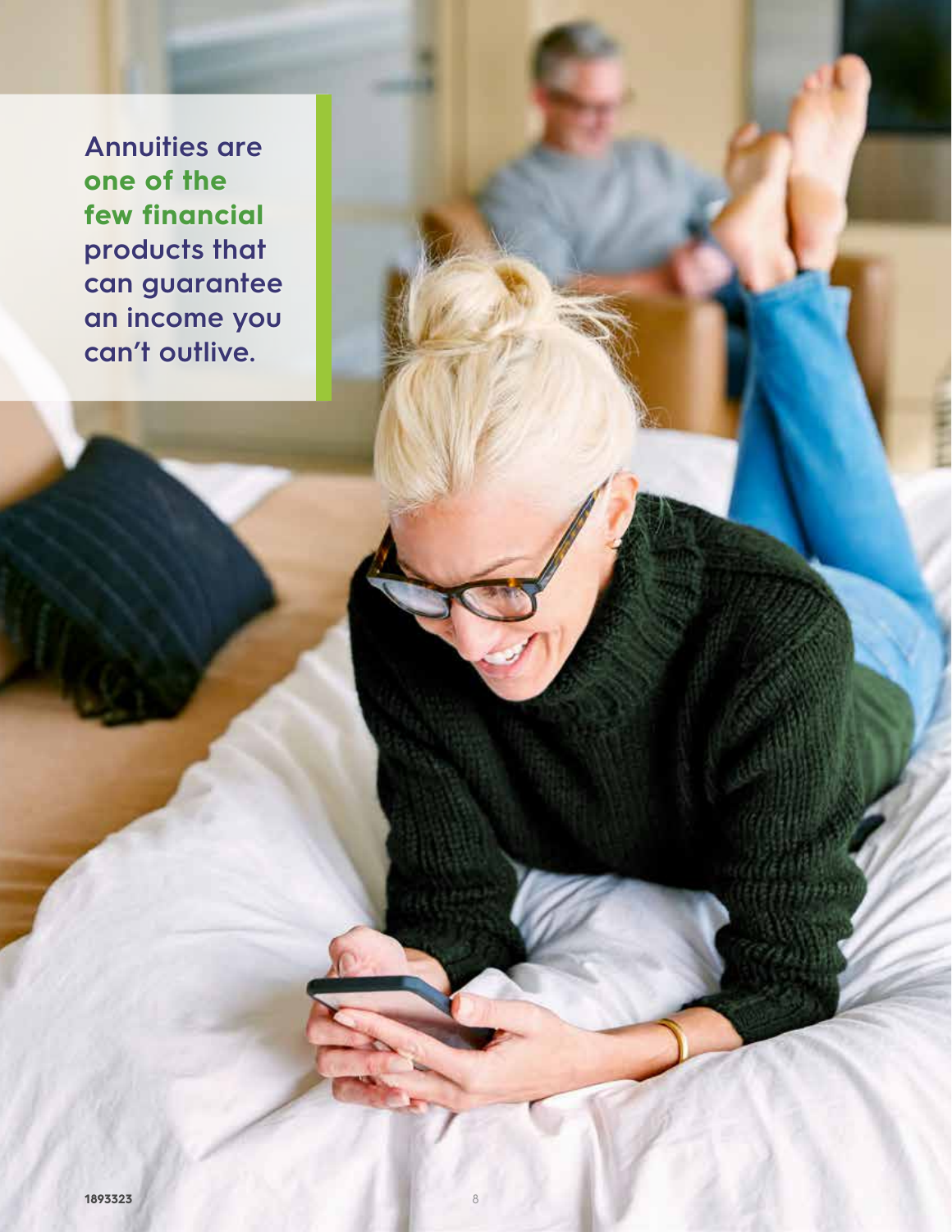**Annuities are one of the few financial products that can guarantee an income you can't outlive.**

1893323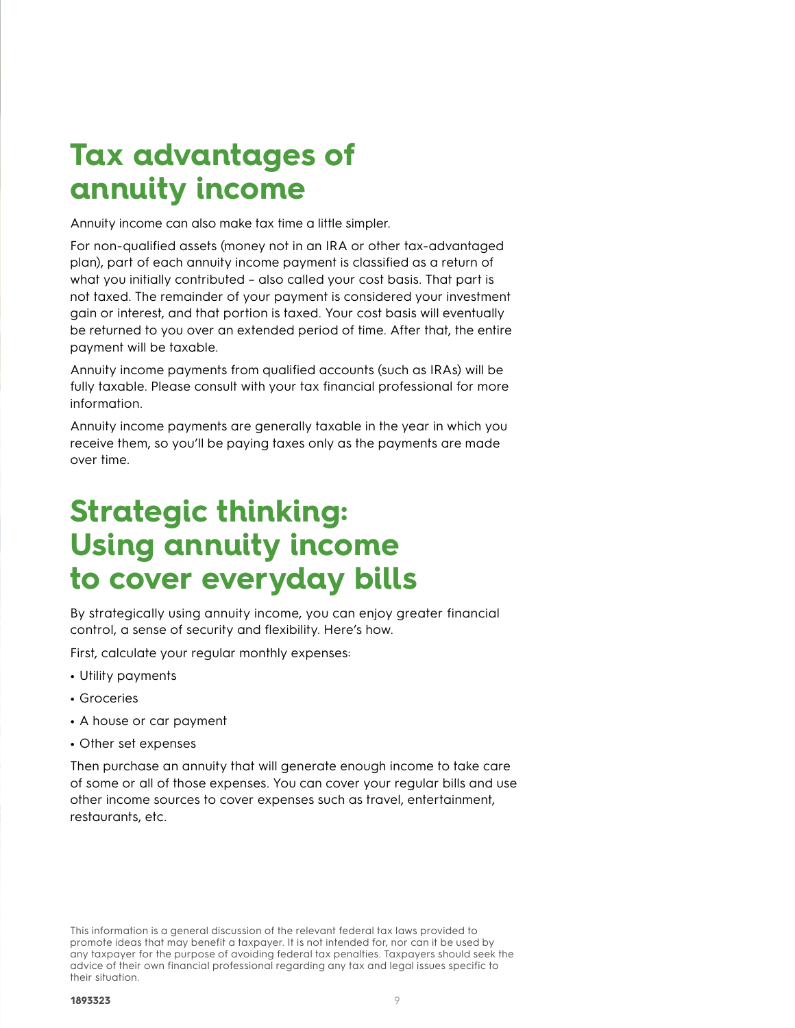# Tax advantages of annuity income

Annuity income can also make tax time a little simpler.

For non-qualified assets (money not in an IRA or other tax-advantaged plan), part of each annuity income payment is classified as a return of what you initially contributed – also called your cost basis. That part is not taxed. The remainder of your payment is considered your investment gain or interest, and that portion is taxed. Your cost basis will eventually be returned to you over an extended period of time. After that, the entire payment will be taxable.

Annuity income payments from qualified accounts (such as IRAs) will be fully taxable. Please consult with your tax financial professional for more information.

Annuity income payments are generally taxable in the year in which you receive them, so you'll be paying taxes only as the payments are made over time.

# Strategic thinking: Using annuity income to cover everyday bills

By strategically using annuity income, you can enjoy greater financial control, a sense of security and flexibility. Here's how.

First, calculate your regular monthly expenses:

- Utility payments
- Groceries
- A house or car payment
- Other set expenses

Then purchase an annuity that will generate enough income to take care of some or all of those expenses. You can cover your regular bills and use other income sources to cover expenses such as travel, entertainment, restaurants, etc.

This information is a general discussion of the relevant federal tax laws provided to promote ideas that may benefit a taxpayer. It is not intended for, nor can it be used by any taxpayer for the purpose of avoiding federal tax penalties. Taxpayers should seek the advice of their own financial professional regarding any tax and legal issues specific to their situation.

1893323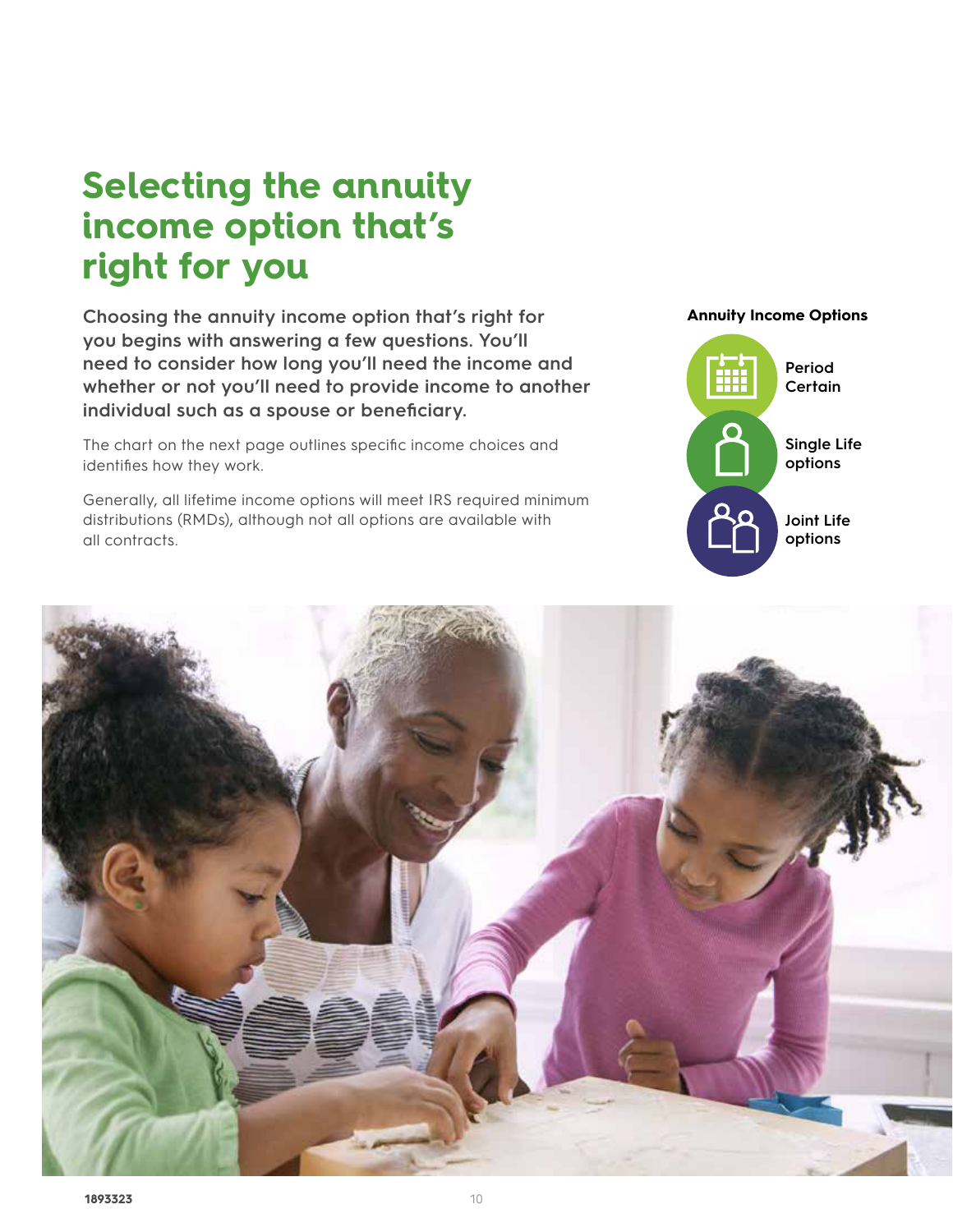# Selecting the annuity income option that's right for you

**Choosing the annuity income option that's right for you begins with answering a few questions. You'll need to consider how long you'll need the income and whether or not you'll need to provide income to another individual such as a spouse or beneficiary.**

The chart on the next page outlines specific income choices and identifies how they work.

Generally, all lifetime income options will meet IRS required minimum distributions (RMDs), although not all options are available with all contracts.

**Annuity Income Options**

- **Period Certain**
- **Single Life options**
- **Joint Life options**

1893323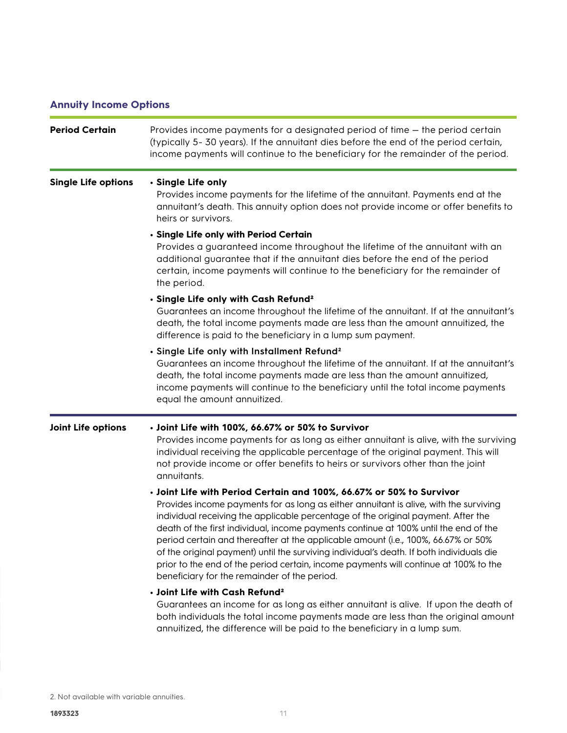## Annuity Income Options

| | |
|---|---|
| **Period Certain** | Provides income payments for a designated period of time – the period certain (typically 5- 30 years). If the annuitant dies before the end of the period certain, income payments will continue to the beneficiary for the remainder of the period. |
| **Single Life options** | • **Single Life only**<br>Provides income payments for the lifetime of the annuitant. Payments end at the annuitant's death. This annuity option does not provide income or offer benefits to heirs or survivors.<br>• **Single Life only with Period Certain**<br>Provides a guaranteed income throughout the lifetime of the annuitant with an additional guarantee that if the annuitant dies before the end of the period certain, income payments will continue to the beneficiary for the remainder of the period.<br>• **Single Life only with Cash Refund[2]**<br>Guarantees an income throughout the lifetime of the annuitant. If at the annuitant's death, the total income payments made are less than the amount annuitized, the difference is paid to the beneficiary in a lump sum payment.<br>• **Single Life only with Installment Refund[2]**<br>Guarantees an income throughout the lifetime of the annuitant. If at the annuitant's death, the total income payments made are less than the amount annuitized, income payments will continue to the beneficiary until the total income payments equal the amount annuitized. |
| **Joint Life options** | • **Joint Life with 100%, 66.67% or 50% to Survivor**<br>Provides income payments for as long as either annuitant is alive, with the surviving individual receiving the applicable percentage of the original payment. This will not provide income or offer benefits to heirs or survivors other than the joint annuitants.<br>• **Joint Life with Period Certain and 100%, 66.67% or 50% to Survivor**<br>Provides income payments for as long as either annuitant is alive, with the surviving individual receiving the applicable percentage of the original payment. After the death of the first individual, income payments continue at 100% until the end of the period certain and thereafter at the applicable amount (i.e., 100%, 66.67% or 50% of the original payment) until the surviving individual's death. If both individuals die prior to the end of the period certain, income payments will continue at 100% to the beneficiary for the remainder of the period.<br>• **Joint Life with Cash Refund[2]**<br>Guarantees an income for as long as either annuitant is alive. If upon the death of both individuals the total income payments made are less than the original amount annuitized, the difference will be paid to the beneficiary in a lump sum. |

2. Not available with variable annuities.

1893323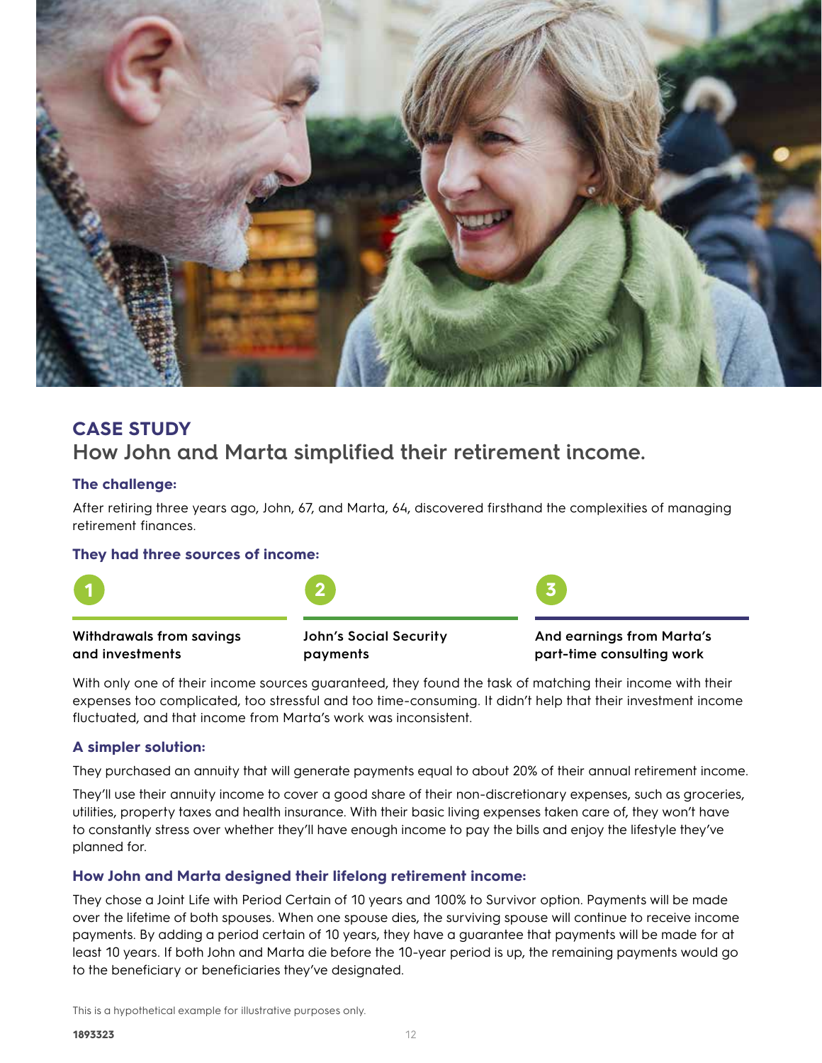## CASE STUDY

### How John and Marta simplified their retirement income.

**The challenge:**

After retiring three years ago, John, 67, and Marta, 64, discovered firsthand the complexities of managing retirement finances.

**They had three sources of income:**

1. **Withdrawals from savings and investments**
2. **John's Social Security payments**
3. **And earnings from Marta's part-time consulting work**

With only one of their income sources guaranteed, they found the task of matching their income with their expenses too complicated, too stressful and too time-consuming. It didn't help that their investment income fluctuated, and that income from Marta's work was inconsistent.

**A simpler solution:**

They purchased an annuity that will generate payments equal to about 20% of their annual retirement income.

They'll use their annuity income to cover a good share of their non-discretionary expenses, such as groceries, utilities, property taxes and health insurance. With their basic living expenses taken care of, they won't have to constantly stress over whether they'll have enough income to pay the bills and enjoy the lifestyle they've planned for.

**How John and Marta designed their lifelong retirement income:**

They chose a Joint Life with Period Certain of 10 years and 100% to Survivor option. Payments will be made over the lifetime of both spouses. When one spouse dies, the surviving spouse will continue to receive income payments. By adding a period certain of 10 years, they have a guarantee that payments will be made for at least 10 years. If both John and Marta die before the 10-year period is up, the remaining payments would go to the beneficiary or beneficiaries they've designated.

This is a hypothetical example for illustrative purposes only.

1893323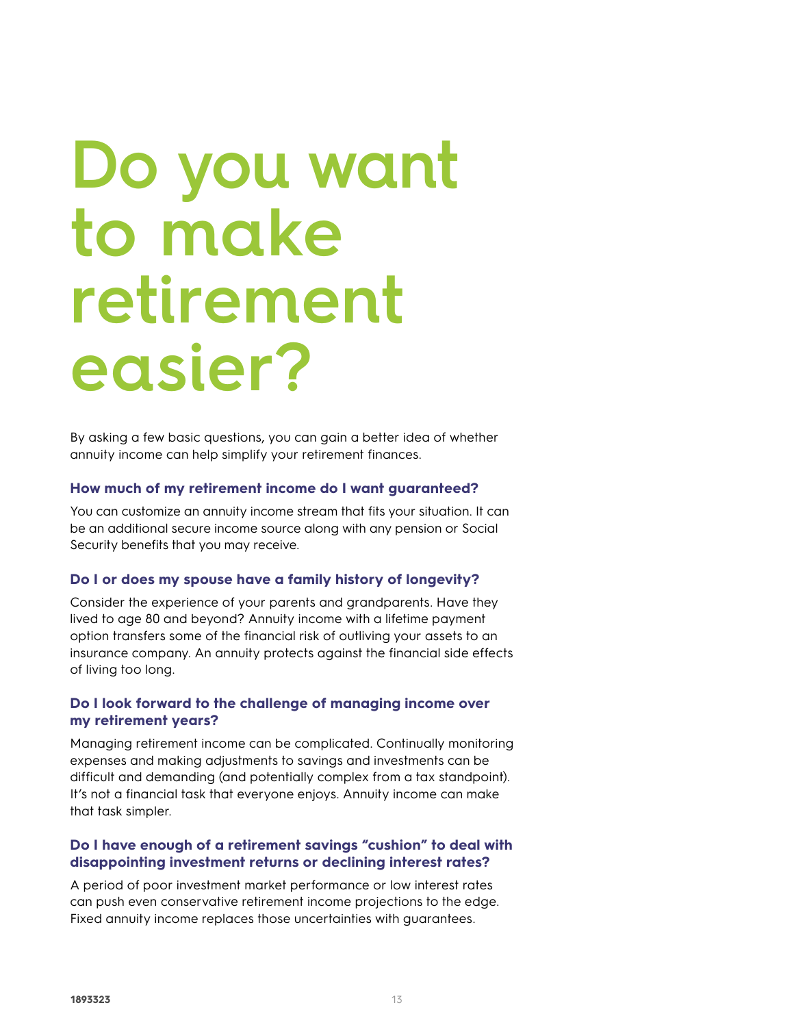# Do you want to make retirement easier?

By asking a few basic questions, you can gain a better idea of whether annuity income can help simplify your retirement finances.

### How much of my retirement income do I want guaranteed?

You can customize an annuity income stream that fits your situation. It can be an additional secure income source along with any pension or Social Security benefits that you may receive.

### Do I or does my spouse have a family history of longevity?

Consider the experience of your parents and grandparents. Have they lived to age 80 and beyond? Annuity income with a lifetime payment option transfers some of the financial risk of outliving your assets to an insurance company. An annuity protects against the financial side effects of living too long.

### Do I look forward to the challenge of managing income over my retirement years?

Managing retirement income can be complicated. Continually monitoring expenses and making adjustments to savings and investments can be difficult and demanding (and potentially complex from a tax standpoint). It's not a financial task that everyone enjoys. Annuity income can make that task simpler.

### Do I have enough of a retirement savings "cushion" to deal with disappointing investment returns or declining interest rates?

A period of poor investment market performance or low interest rates can push even conservative retirement income projections to the edge. Fixed annuity income replaces those uncertainties with guarantees.

1893323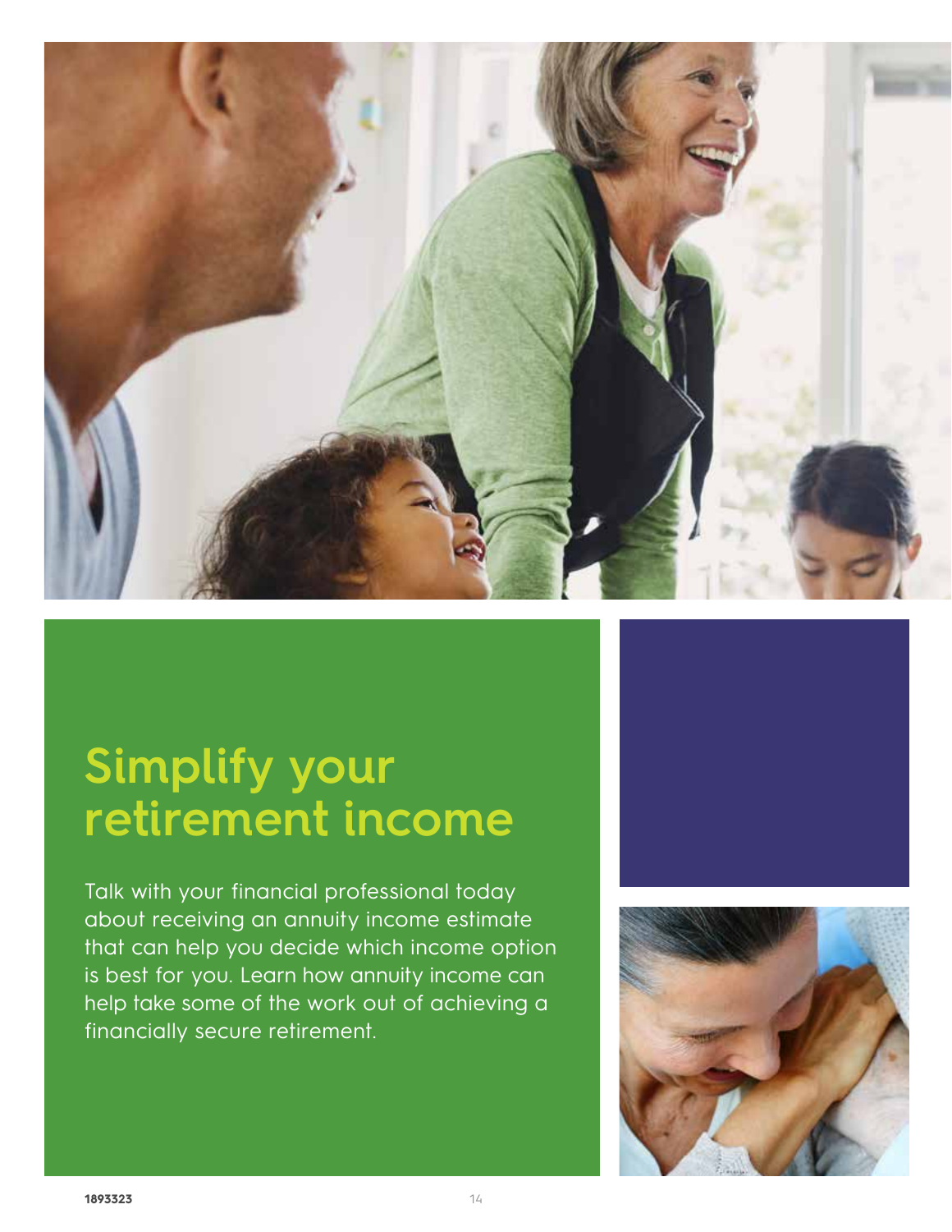# Simplify your retirement income

Talk with your financial professional today about receiving an annuity income estimate that can help you decide which income option is best for you. Learn how annuity income can help take some of the work out of achieving a financially secure retirement.

1893323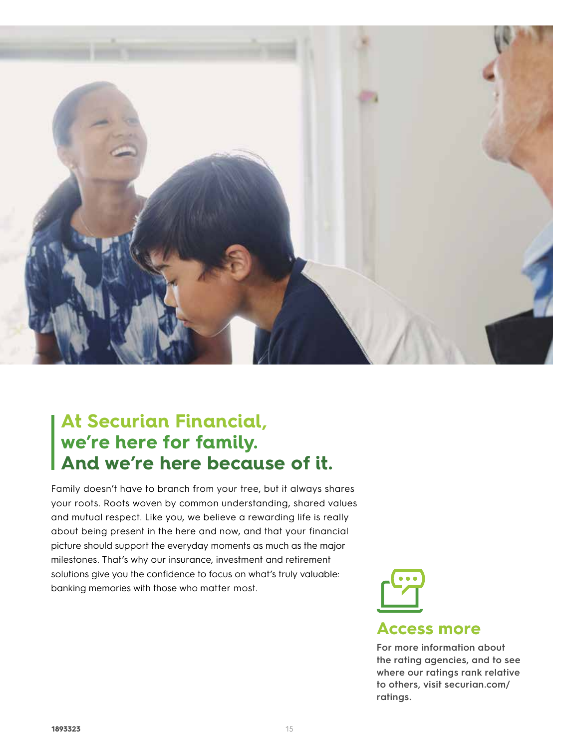## At Securian Financial, we're here for family. And we're here because of it.

Family doesn't have to branch from your tree, but it always shares your roots. Roots woven by common understanding, shared values and mutual respect. Like you, we believe a rewarding life is really about being present in the here and now, and that your financial picture should support the everyday moments as much as the major milestones. That's why our insurance, investment and retirement solutions give you the confidence to focus on what's truly valuable: banking memories with those who matter most.

### Access more

**For more information about the rating agencies, and to see where our ratings rank relative to others, visit securian.com/ratings.**

1893323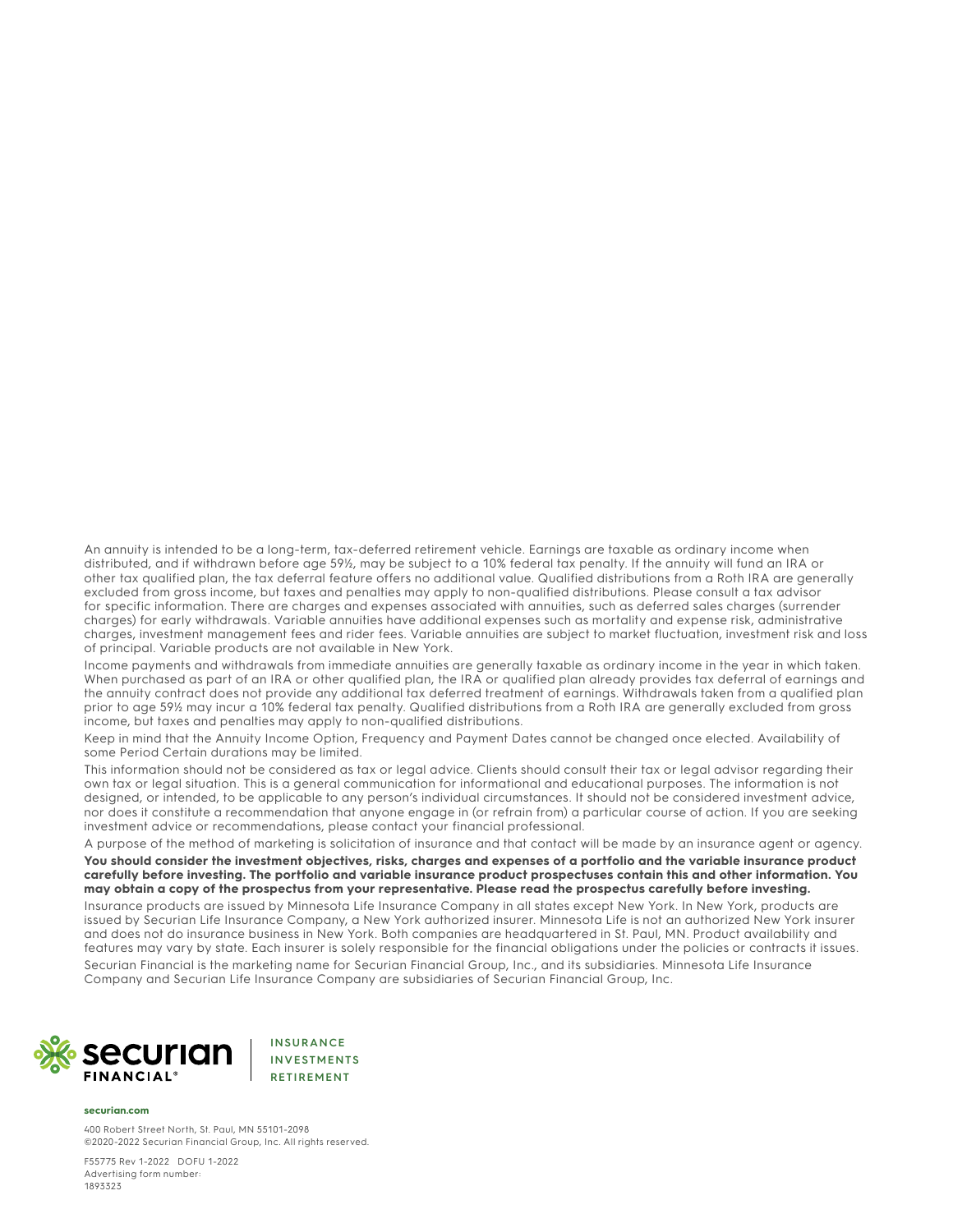An annuity is intended to be a long-term, tax-deferred retirement vehicle. Earnings are taxable as ordinary income when distributed, and if withdrawn before age 59½, may be subject to a 10% federal tax penalty. If the annuity will fund an IRA or other tax qualified plan, the tax deferral feature offers no additional value. Qualified distributions from a Roth IRA are generally excluded from gross income, but taxes and penalties may apply to non-qualified distributions. Please consult a tax advisor for specific information. There are charges and expenses associated with annuities, such as deferred sales charges (surrender charges) for early withdrawals. Variable annuities have additional expenses such as mortality and expense risk, administrative charges, investment management fees and rider fees. Variable annuities are subject to market fluctuation, investment risk and loss of principal. Variable products are not available in New York.

Income payments and withdrawals from immediate annuities are generally taxable as ordinary income in the year in which taken. When purchased as part of an IRA or other qualified plan, the IRA or qualified plan already provides tax deferral of earnings and the annuity contract does not provide any additional tax deferred treatment of earnings. Withdrawals taken from a qualified plan prior to age 59½ may incur a 10% federal tax penalty. Qualified distributions from a Roth IRA are generally excluded from gross income, but taxes and penalties may apply to non-qualified distributions.

Keep in mind that the Annuity Income Option, Frequency and Payment Dates cannot be changed once elected. Availability of some Period Certain durations may be limited.

This information should not be considered as tax or legal advice. Clients should consult their tax or legal advisor regarding their own tax or legal situation. This is a general communication for informational and educational purposes. The information is not designed, or intended, to be applicable to any person's individual circumstances. It should not be considered investment advice, nor does it constitute a recommendation that anyone engage in (or refrain from) a particular course of action. If you are seeking investment advice or recommendations, please contact your financial professional.

A purpose of the method of marketing is solicitation of insurance and that contact will be made by an insurance agent or agency.

**You should consider the investment objectives, risks, charges and expenses of a portfolio and the variable insurance product carefully before investing. The portfolio and variable insurance product prospectuses contain this and other information. You may obtain a copy of the prospectus from your representative. Please read the prospectus carefully before investing.**

Insurance products are issued by Minnesota Life Insurance Company in all states except New York. In New York, products are issued by Securian Life Insurance Company, a New York authorized insurer. Minnesota Life is not an authorized New York insurer and does not do insurance business in New York. Both companies are headquartered in St. Paul, MN. Product availability and features may vary by state. Each insurer is solely responsible for the financial obligations under the policies or contracts it issues.

Securian Financial is the marketing name for Securian Financial Group, Inc., and its subsidiaries. Minnesota Life Insurance Company and Securian Life Insurance Company are subsidiaries of Securian Financial Group, Inc.

Securian FINANCIAL®

INSURANCE
INVESTMENTS
RETIREMENT

**securian.com**

400 Robert Street North, St. Paul, MN 55101-2098
©2020-2022 Securian Financial Group, Inc. All rights reserved.

F55775 Rev 1-2022 DOFU 1-2022
Advertising form number:
1893323